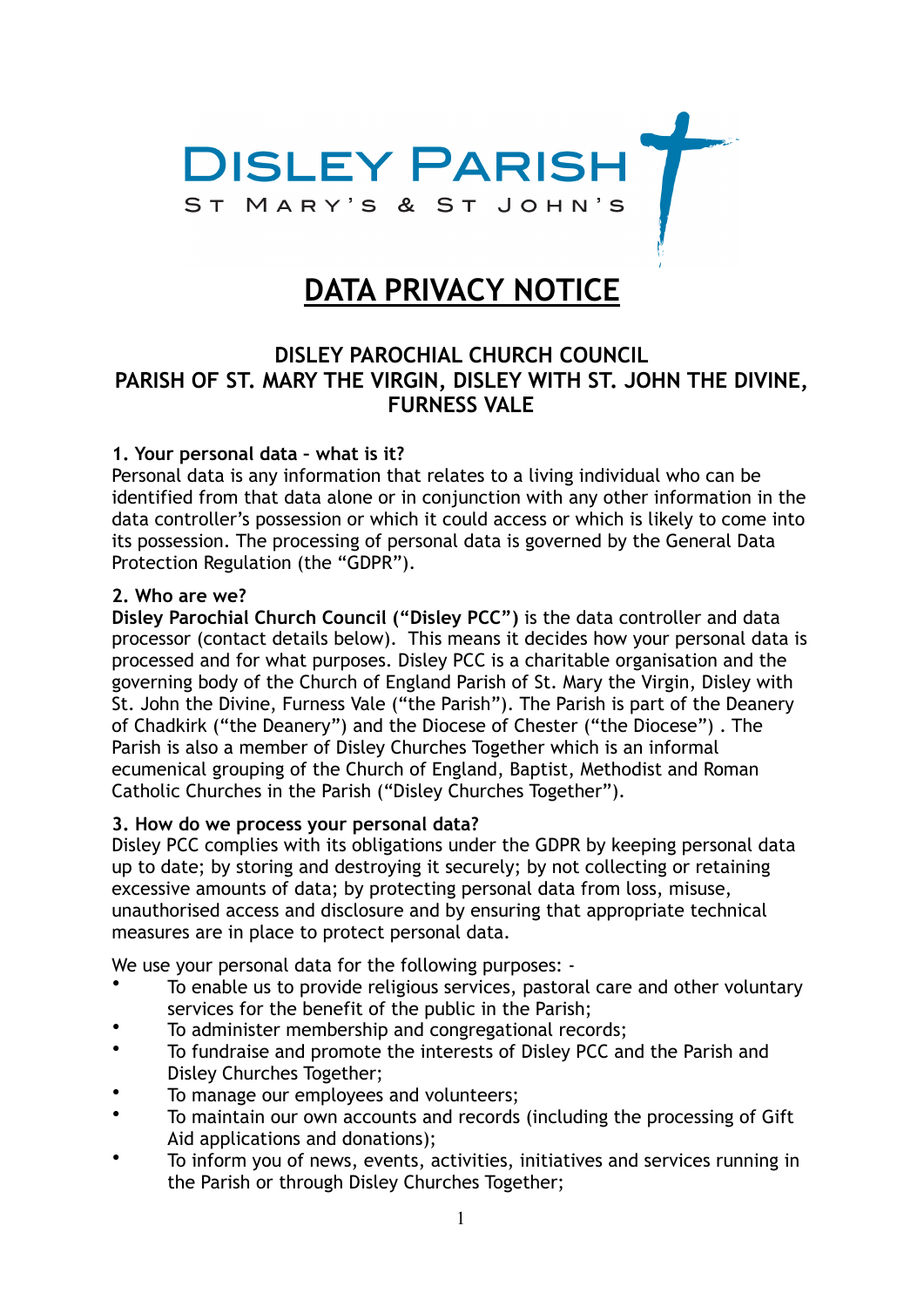DISLEY PARISH

ST MARY'S & ST JOHN'S

# DATA PRIVACY NOTICE

## DISLEY PAROCHIAL CHURCH COUNCIL
## PARISH OF ST. MARY THE VIRGIN, DISLEY WITH ST. JOHN THE DIVINE, FURNESS VALE

**1. Your personal data – what is it?**

Personal data is any information that relates to a living individual who can be identified from that data alone or in conjunction with any other information in the data controller's possession or which it could access or which is likely to come into its possession. The processing of personal data is governed by the General Data Protection Regulation (the "GDPR").

**2. Who are we?**

**Disley Parochial Church Council ("Disley PCC")** is the data controller and data processor (contact details below). This means it decides how your personal data is processed and for what purposes. Disley PCC is a charitable organisation and the governing body of the Church of England Parish of St. Mary the Virgin, Disley with St. John the Divine, Furness Vale ("the Parish"). The Parish is part of the Deanery of Chadkirk ("the Deanery") and the Diocese of Chester ("the Diocese") . The Parish is also a member of Disley Churches Together which is an informal ecumenical grouping of the Church of England, Baptist, Methodist and Roman Catholic Churches in the Parish ("Disley Churches Together").

**3. How do we process your personal data?**

Disley PCC complies with its obligations under the GDPR by keeping personal data up to date; by storing and destroying it securely; by not collecting or retaining excessive amounts of data; by protecting personal data from loss, misuse, unauthorised access and disclosure and by ensuring that appropriate technical measures are in place to protect personal data.

We use your personal data for the following purposes: -

- To enable us to provide religious services, pastoral care and other voluntary services for the benefit of the public in the Parish;
- To administer membership and congregational records;
- To fundraise and promote the interests of Disley PCC and the Parish and Disley Churches Together;
- To manage our employees and volunteers;
- To maintain our own accounts and records (including the processing of Gift Aid applications and donations);
- To inform you of news, events, activities, initiatives and services running in the Parish or through Disley Churches Together;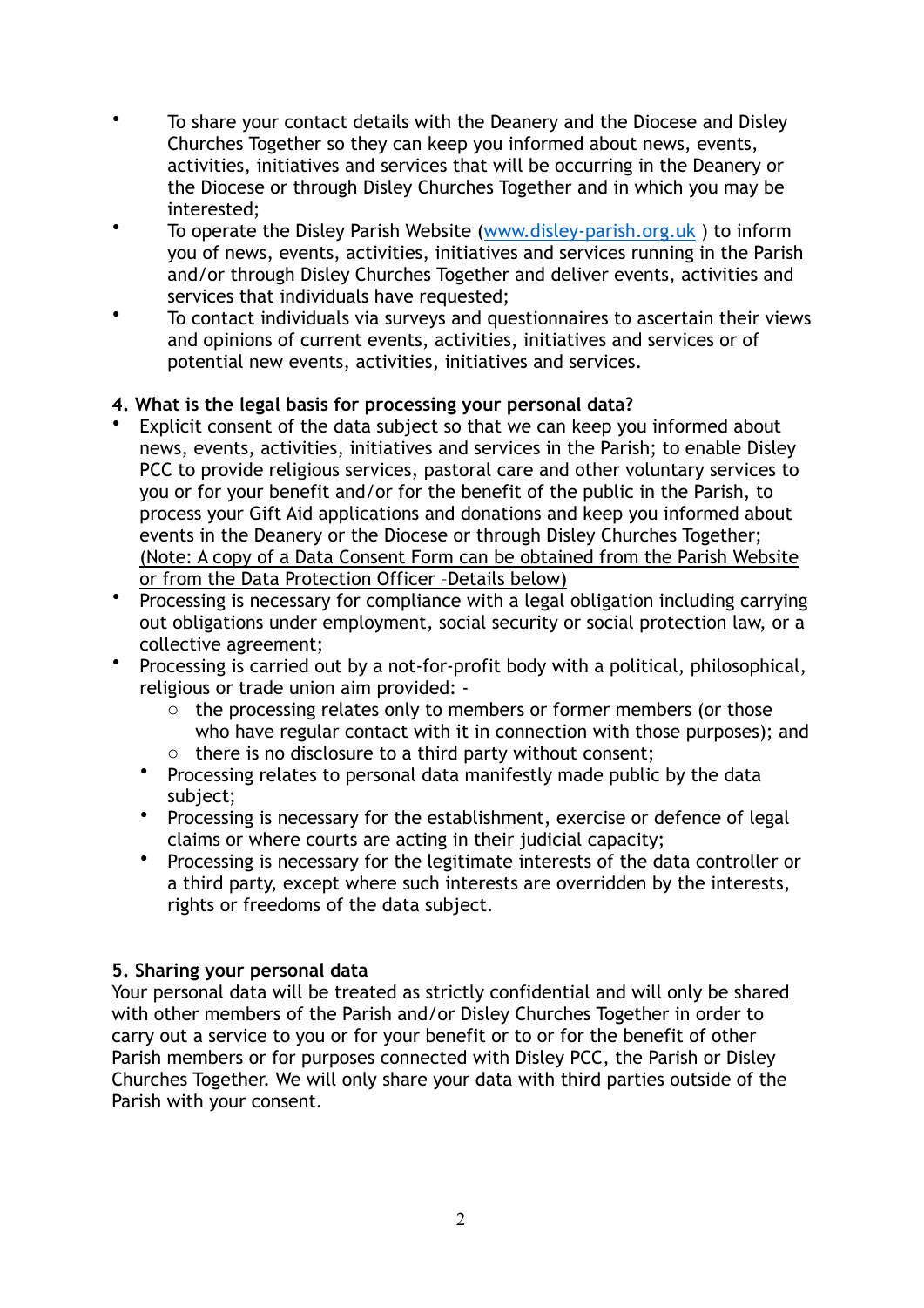- To share your contact details with the Deanery and the Diocese and Disley Churches Together so they can keep you informed about news, events, activities, initiatives and services that will be occurring in the Deanery or the Diocese or through Disley Churches Together and in which you may be interested;
- To operate the Disley Parish Website ([www.disley-parish.org.uk](http://www.disley-parish.org.uk) ) to inform you of news, events, activities, initiatives and services running in the Parish and/or through Disley Churches Together and deliver events, activities and services that individuals have requested;
- To contact individuals via surveys and questionnaires to ascertain their views and opinions of current events, activities, initiatives and services or of potential new events, activities, initiatives and services.

**4. What is the legal basis for processing your personal data?**

- Explicit consent of the data subject so that we can keep you informed about news, events, activities, initiatives and services in the Parish; to enable Disley PCC to provide religious services, pastoral care and other voluntary services to you or for your benefit and/or for the benefit of the public in the Parish, to process your Gift Aid applications and donations and keep you informed about events in the Deanery or the Diocese or through Disley Churches Together; <u>(Note: A copy of a Data Consent Form can be obtained from the Parish Website or from the Data Protection Officer –Details below)</u>
- Processing is necessary for compliance with a legal obligation including carrying out obligations under employment, social security or social protection law, or a collective agreement;
- Processing is carried out by a not-for-profit body with a political, philosophical, religious or trade union aim provided: -
  - the processing relates only to members or former members (or those who have regular contact with it in connection with those purposes); and
  - there is no disclosure to a third party without consent;
- Processing relates to personal data manifestly made public by the data subject;
- Processing is necessary for the establishment, exercise or defence of legal claims or where courts are acting in their judicial capacity;
- Processing is necessary for the legitimate interests of the data controller or a third party, except where such interests are overridden by the interests, rights or freedoms of the data subject.

**5. Sharing your personal data**

Your personal data will be treated as strictly confidential and will only be shared with other members of the Parish and/or Disley Churches Together in order to carry out a service to you or for your benefit or to or for the benefit of other Parish members or for purposes connected with Disley PCC, the Parish or Disley Churches Together. We will only share your data with third parties outside of the Parish with your consent.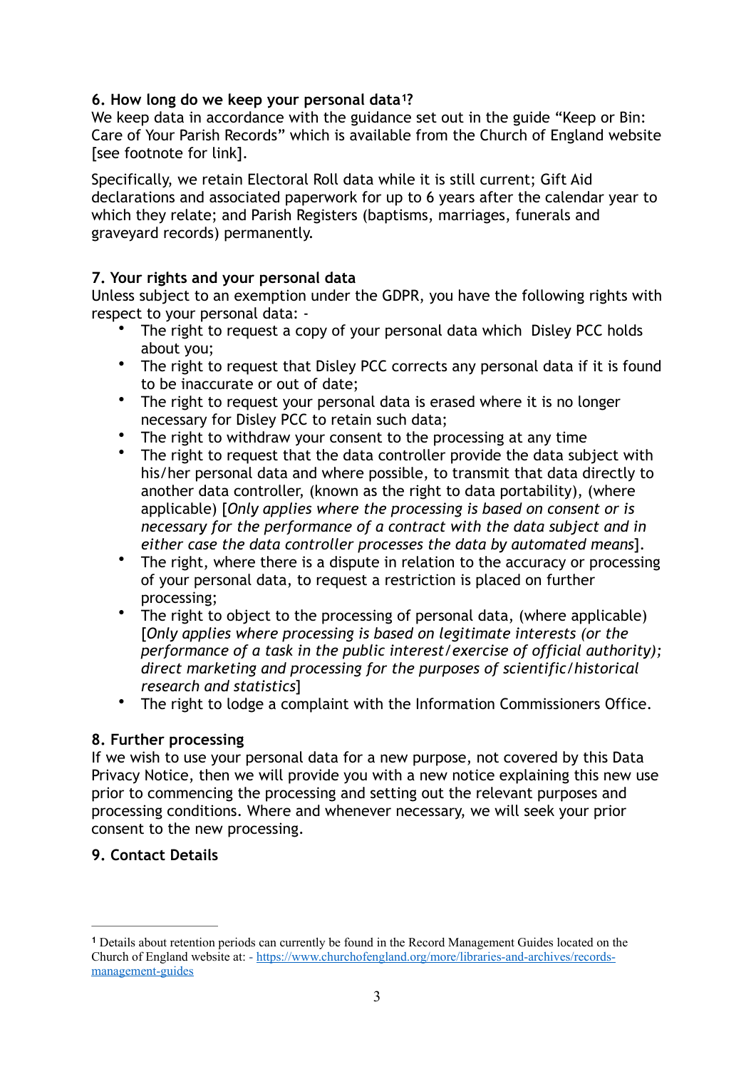### 6. How long do we keep your personal data[1]?

We keep data in accordance with the guidance set out in the guide "Keep or Bin: Care of Your Parish Records" which is available from the Church of England website [see footnote for link].

Specifically, we retain Electoral Roll data while it is still current; Gift Aid declarations and associated paperwork for up to 6 years after the calendar year to which they relate; and Parish Registers (baptisms, marriages, funerals and graveyard records) permanently.

### 7. Your rights and your personal data

Unless subject to an exemption under the GDPR, you have the following rights with respect to your personal data: -

- The right to request a copy of your personal data which Disley PCC holds about you;
- The right to request that Disley PCC corrects any personal data if it is found to be inaccurate or out of date;
- The right to request your personal data is erased where it is no longer necessary for Disley PCC to retain such data;
- The right to withdraw your consent to the processing at any time
- The right to request that the data controller provide the data subject with his/her personal data and where possible, to transmit that data directly to another data controller, (known as the right to data portability), (where applicable) [*Only applies where the processing is based on consent or is necessary for the performance of a contract with the data subject and in either case the data controller processes the data by automated means*].
- The right, where there is a dispute in relation to the accuracy or processing of your personal data, to request a restriction is placed on further processing;
- The right to object to the processing of personal data, (where applicable) [*Only applies where processing is based on legitimate interests (or the performance of a task in the public interest/exercise of official authority); direct marketing and processing for the purposes of scientific/historical research and statistics*]
- The right to lodge a complaint with the Information Commissioners Office.

### 8. Further processing

If we wish to use your personal data for a new purpose, not covered by this Data Privacy Notice, then we will provide you with a new notice explaining this new use prior to commencing the processing and setting out the relevant purposes and processing conditions. Where and whenever necessary, we will seek your prior consent to the new processing.

### 9. Contact Details

---

[1] Details about retention periods can currently be found in the Record Management Guides located on the Church of England website at: - https://www.churchofengland.org/more/libraries-and-archives/records-management-guides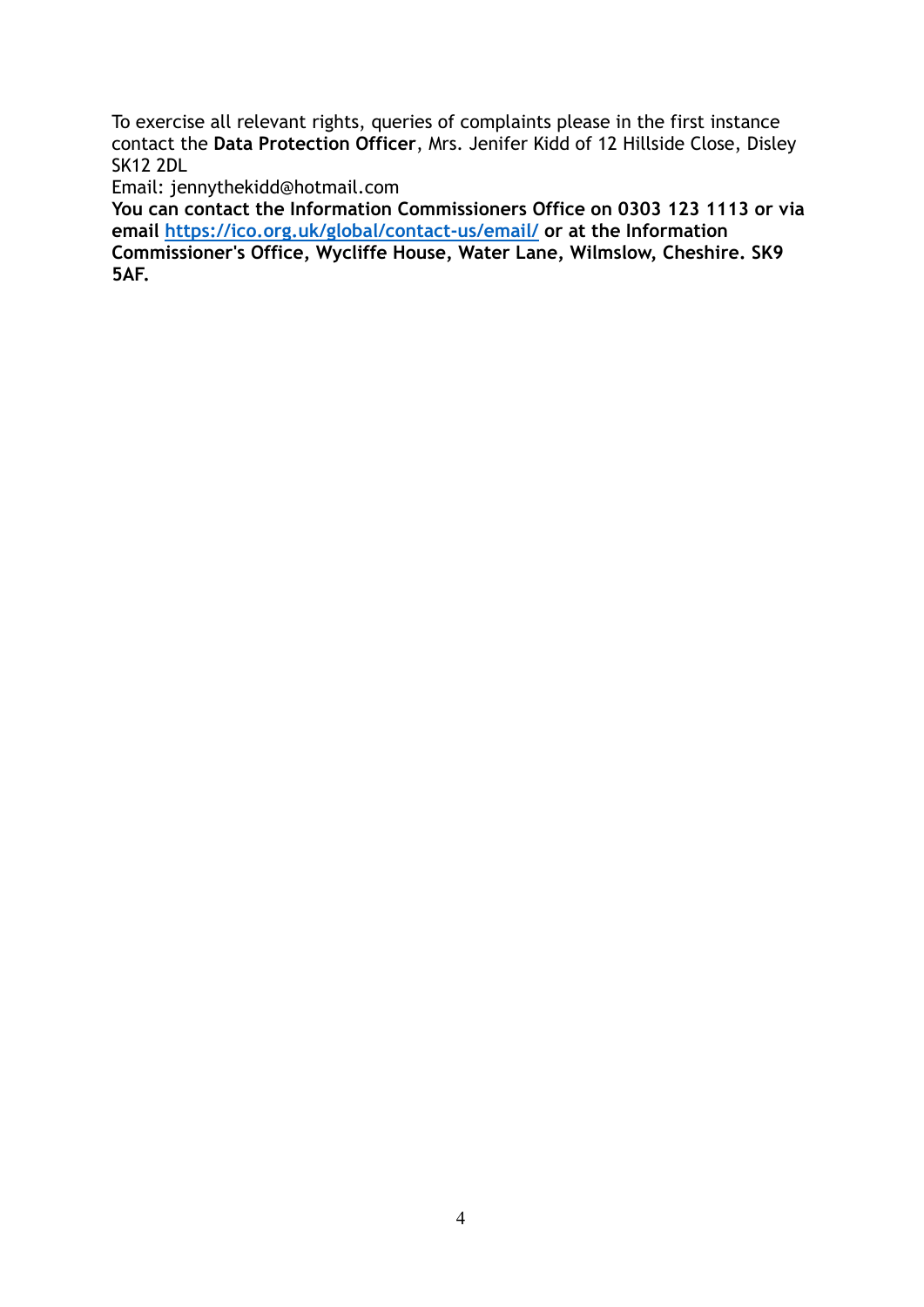To exercise all relevant rights, queries of complaints please in the first instance contact the **Data Protection Officer**, Mrs. Jenifer Kidd of 12 Hillside Close, Disley SK12 2DL
Email: jennythekidd@hotmail.com
**You can contact the Information Commissioners Office on 0303 123 1113 or via email [https://ico.org.uk/global/contact-us/email/](https://ico.org.uk/global/contact-us/email/) or at the Information Commissioner's Office, Wycliffe House, Water Lane, Wilmslow, Cheshire. SK9 5AF.**